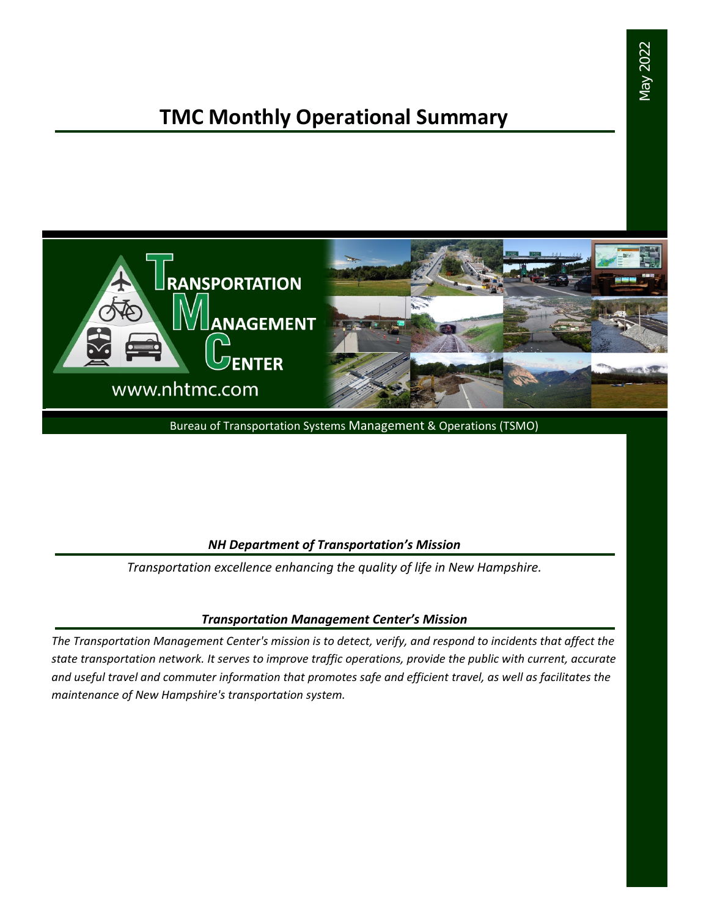May 2022

# TMC Monthly Operational Summary

TRANSPORTATION MANAGEMENT CENTER

www.nhtmc.com

Bureau of Transportation Systems Management & Operations (TSMO)

### *NH Department of Transportation's Mission*

*Transportation excellence enhancing the quality of life in New Hampshire.*

### *Transportation Management Center's Mission*

*The Transportation Management Center's mission is to detect, verify, and respond to incidents that affect the state transportation network. It serves to improve traffic operations, provide the public with current, accurate and useful travel and commuter information that promotes safe and efficient travel, as well as facilitates the maintenance of New Hampshire's transportation system.*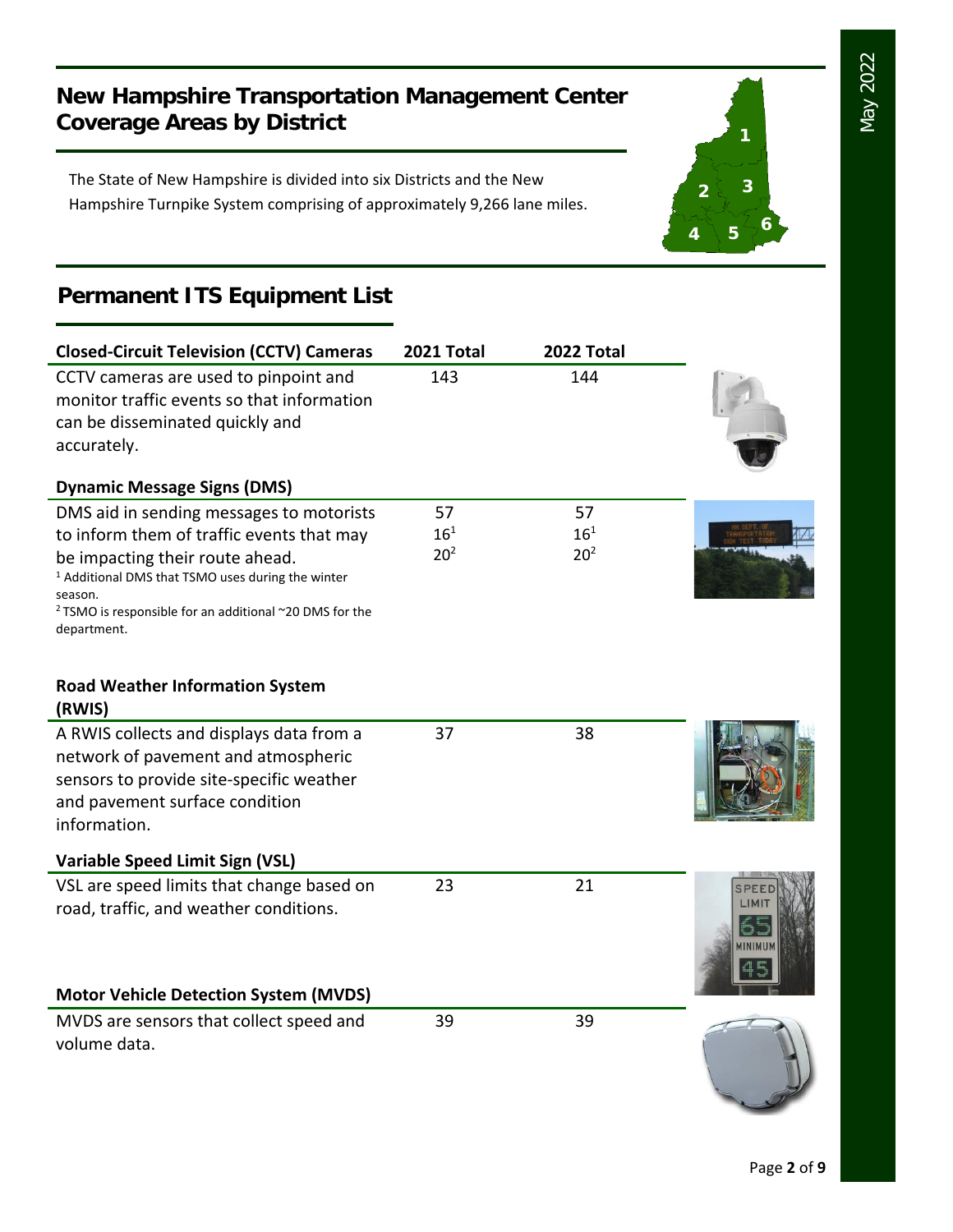## New Hampshire Transportation Management Center Coverage Areas by District

The State of New Hampshire is divided into six Districts and the New Hampshire Turnpike System comprising of approximately 9,266 lane miles.

## Permanent ITS Equipment List

| Closed-Circuit Television (CCTV) Cameras | 2021 Total | 2022 Total |
|---|---|---|
| CCTV cameras are used to pinpoint and monitor traffic events so that information can be disseminated quickly and accurately. | 143 | 144 |

| Dynamic Message Signs (DMS) | | |
|---|---|---|
| DMS aid in sending messages to motorists to inform them of traffic events that may be impacting their route ahead. | 57<br>16[1]<br>20[2] | 57<br>16[1]<br>20[2] |

[1] Additional DMS that TSMO uses during the winter season.
[2] TSMO is responsible for an additional ~20 DMS for the department.

| Road Weather Information System (RWIS) | | |
|---|---|---|
| A RWIS collects and displays data from a network of pavement and atmospheric sensors to provide site-specific weather and pavement surface condition information. | 37 | 38 |

| Variable Speed Limit Sign (VSL) | | |
|---|---|---|
| VSL are speed limits that change based on road, traffic, and weather conditions. | 23 | 21 |

| Motor Vehicle Detection System (MVDS) | | |
|---|---|---|
| MVDS are sensors that collect speed and volume data. | 39 | 39 |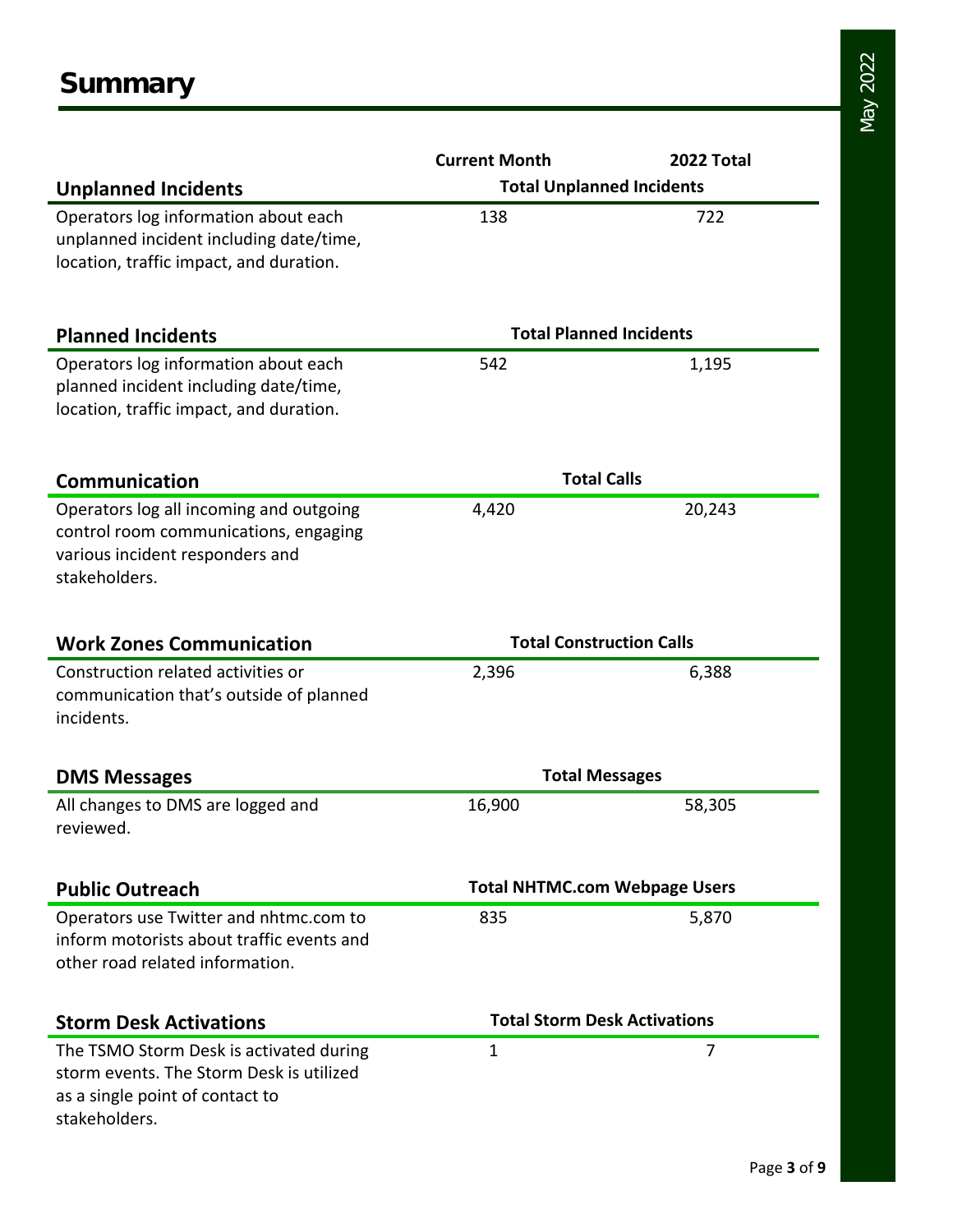# Summary

| | Current Month | 2022 Total |
|---|---|---|
| **Unplanned Incidents** | **Total Unplanned Incidents** | |
| Operators log information about each unplanned incident including date/time, location, traffic impact, and duration. | 138 | 722 |
| **Planned Incidents** | **Total Planned Incidents** | |
| Operators log information about each planned incident including date/time, location, traffic impact, and duration. | 542 | 1,195 |
| **Communication** | **Total Calls** | |
| Operators log all incoming and outgoing control room communications, engaging various incident responders and stakeholders. | 4,420 | 20,243 |
| **Work Zones Communication** | **Total Construction Calls** | |
| Construction related activities or communication that's outside of planned incidents. | 2,396 | 6,388 |
| **DMS Messages** | **Total Messages** | |
| All changes to DMS are logged and reviewed. | 16,900 | 58,305 |
| **Public Outreach** | **Total NHTMC.com Webpage Users** | |
| Operators use Twitter and nhtmc.com to inform motorists about traffic events and other road related information. | 835 | 5,870 |
| **Storm Desk Activations** | **Total Storm Desk Activations** | |
| The TSMO Storm Desk is activated during storm events. The Storm Desk is utilized as a single point of contact to stakeholders. | 1 | 7 |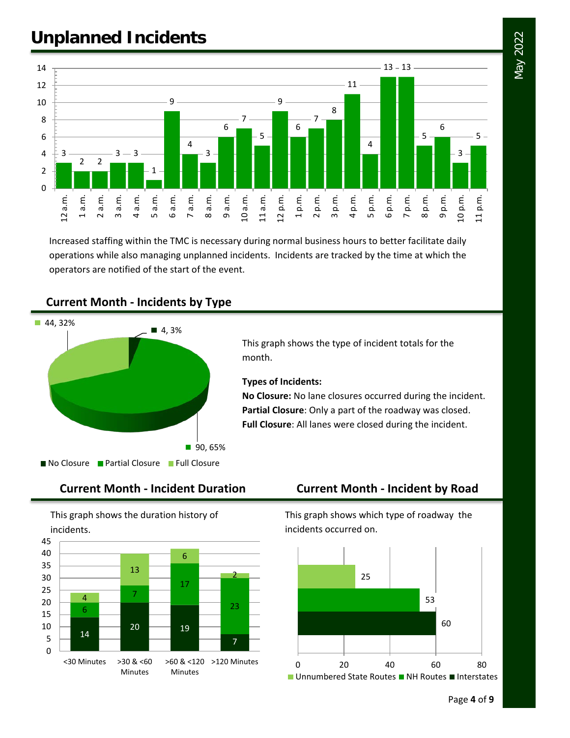# Unplanned Incidents

| Hour | Incidents |
|---|---|
| 12 a.m. | 3 |
| 1 a.m. | 2 |
| 2 a.m. | 2 |
| 3 a.m. | 3 |
| 4 a.m. | 3 |
| 5 a.m. | 1 |
| 6 a.m. | 9 |
| 7 a.m. | 4 |
| 8 a.m. | 3 |
| 9 a.m. | 6 |
| 10 a.m. | 7 |
| 11 a.m. | 5 |
| 12 p.m. | 9 |
| 1 p.m. | 6 |
| 2 p.m. | 7 |
| 3 p.m. | 8 |
| 4 p.m. | 11 |
| 5 p.m. | 4 |
| 6 p.m. | 13 |
| 7 p.m. | 13 |
| 8 p.m. | 5 |
| 9 p.m. | 6 |
| 10 p.m. | 3 |
| 11 p.m. | 5 |

Increased staffing within the TMC is necessary during normal business hours to better facilitate daily operations while also managing unplanned incidents. Incidents are tracked by the time at which the operators are notified of the start of the event.

## Current Month - Incidents by Type

| Type | Count | Percent |
|---|---|---|
| No Closure | 4 | 3% |
| Partial Closure | 90 | 65% |
| Full Closure | 44 | 32% |

This graph shows the type of incident totals for the month.

**Types of Incidents:**

**No Closure:** No lane closures occurred during the incident.
**Partial Closure**: Only a part of the roadway was closed.
**Full Closure**: All lanes were closed during the incident.

## Current Month - Incident Duration

This graph shows the duration history of incidents.

| Duration | No Closure / bottom segment | Partial Closure / middle segment | Full Closure / top segment |
|---|---|---|---|
| <30 Minutes | 14 | 6 | 4 |
| >30 & <60 Minutes | 20 | 7 | 13 |
| >60 & <120 Minutes | 19 | 17 | 6 |
| >120 Minutes | 7 | 23 | 2 |

## Current Month - Incident by Road

This graph shows which type of roadway the incidents occurred on.

| Road Type | Incidents |
|---|---|
| Unnumbered State Routes | 25 |
| NH Routes | 53 |
| Interstates | 60 |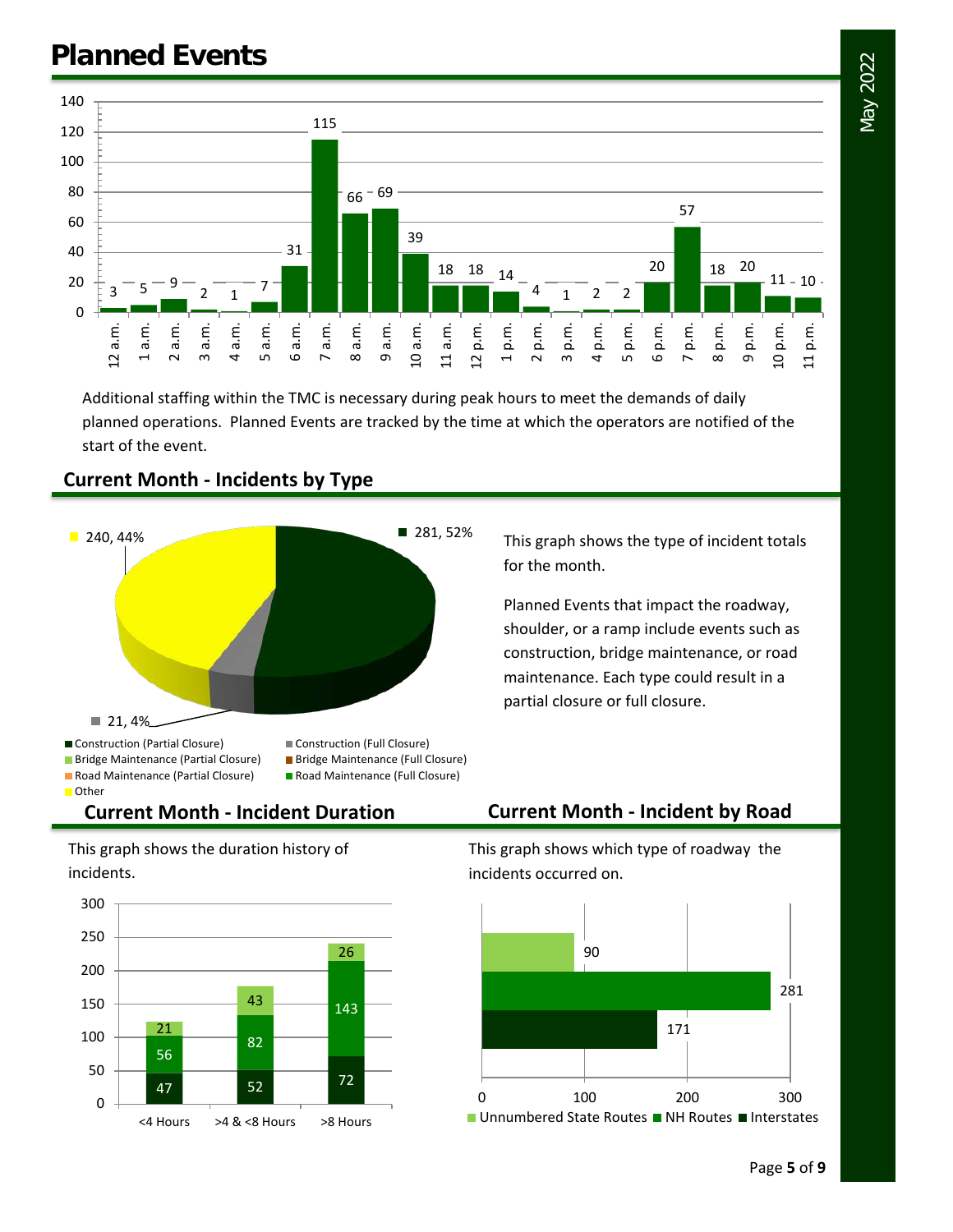# Planned Events

| Hour | Planned Events |
|---|---|
| 12 a.m. | 3 |
| 1 a.m. | 5 |
| 2 a.m. | 9 |
| 3 a.m. | 2 |
| 4 a.m. | 1 |
| 5 a.m. | 7 |
| 6 a.m. | 31 |
| 7 a.m. | 115 |
| 8 a.m. | 66 |
| 9 a.m. | 69 |
| 10 a.m. | 39 |
| 11 a.m. | 18 |
| 12 p.m. | 18 |
| 1 p.m. | 14 |
| 2 p.m. | 4 |
| 3 p.m. | 1 |
| 4 p.m. | 2 |
| 5 p.m. | 2 |
| 6 p.m. | 20 |
| 7 p.m. | 57 |
| 8 p.m. | 18 |
| 9 p.m. | 20 |
| 10 p.m. | 11 |
| 11 p.m. | 10 |

Additional staffing within the TMC is necessary during peak hours to meet the demands of daily planned operations. Planned Events are tracked by the time at which the operators are notified of the start of the event.

## Current Month - Incidents by Type

| Type | Count, % |
|---|---|
| Construction (Partial Closure) | 281, 52% |
| Construction (Full Closure) | 21, 4% |
| Other | 240, 44% |

Legend: Construction (Partial Closure), Construction (Full Closure), Bridge Maintenance (Partial Closure), Bridge Maintenance (Full Closure), Road Maintenance (Partial Closure), Road Maintenance (Full Closure), Other

This graph shows the type of incident totals for the month.

Planned Events that impact the roadway, shoulder, or a ramp include events such as construction, bridge maintenance, or road maintenance. Each type could result in a partial closure or full closure.

## Current Month - Incident Duration

This graph shows the duration history of incidents.

| Duration | Interstates | NH Routes | Unnumbered State Routes |
|---|---|---|---|
| <4 Hours | 47 | 56 | 21 |
| >4 & <8 Hours | 52 | 82 | 43 |
| >8 Hours | 72 | 143 | 26 |

## Current Month - Incident by Road

This graph shows which type of roadway the incidents occurred on.

| Roadway | Incidents |
|---|---|
| Unnumbered State Routes | 90 |
| NH Routes | 281 |
| Interstates | 171 |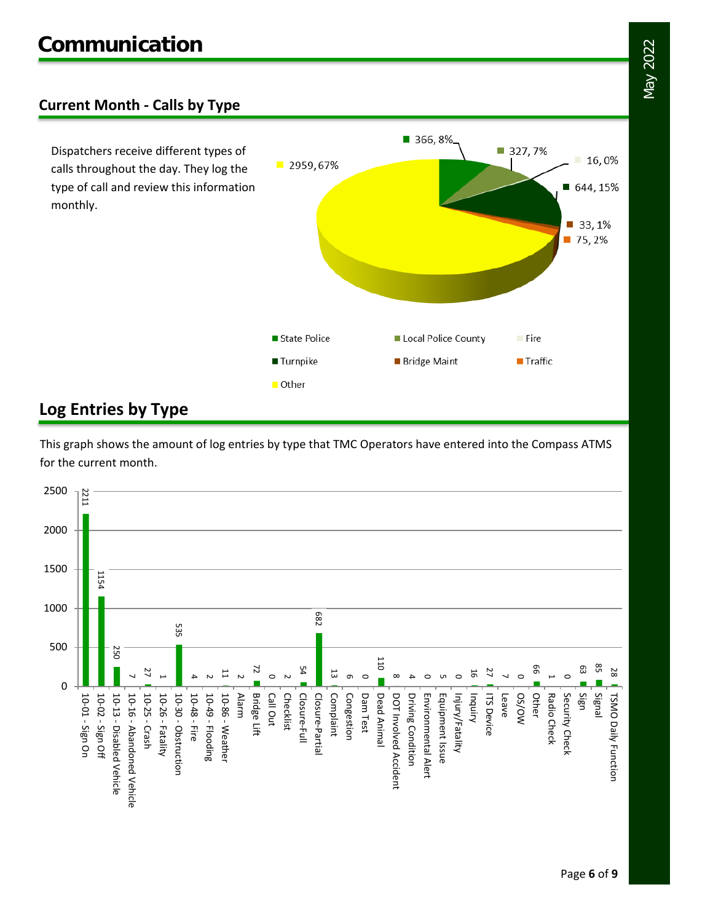# Communication

## Current Month - Calls by Type

Dispatchers receive different types of calls throughout the day. They log the type of call and review this information monthly.

| Call Type | Count | Percent |
| --- | --- | --- |
| State Police | 366 | 8% |
| Local Police County | 327 | 7% |
| Fire | 16 | 0% |
| Turnpike | 644 | 15% |
| Bridge Maint | 33 | 1% |
| Traffic | 75 | 2% |
| Other | 2959 | 67% |

## Log Entries by Type

This graph shows the amount of log entries by type that TMC Operators have entered into the Compass ATMS for the current month.

| Log Entry Type | Count |
| --- | --- |
| 10-01 - Sign On | 2211 |
| 10-02 - Sign Off | 1154 |
| 10-13 - Disabled Vehicle | 250 |
| 10-16 - Abandoned Vehicle | 7 |
| 10-25 - Crash | 27 |
| 10-26 - Fatality | 1 |
| 10-30 - Obstruction | 535 |
| 10-48 - Fire | 4 |
| 10-49 - Flooding | 2 |
| 10-86 - Weather | 11 |
| Alarm | 2 |
| Bridge Lift | 72 |
| Call Out | 0 |
| Checklist | 2 |
| Closure-Full | 54 |
| Closure-Partial | 682 |
| Complaint | 13 |
| Congestion | 6 |
| Dam Test | 0 |
| Dead Animal | 110 |
| DOT Involved Accident | 8 |
| Driving Condition | 4 |
| Environmental Alert | 0 |
| Equipment Issue | 5 |
| Injury/Fatality | 0 |
| Inquiry | 16 |
| ITS Device | 27 |
| Leave | 7 |
| OS/OW | 0 |
| Other | 66 |
| Radio Check | 1 |
| Security Check | 0 |
| Sign | 63 |
| Signal | 85 |
| TSMO Daily Function | 28 |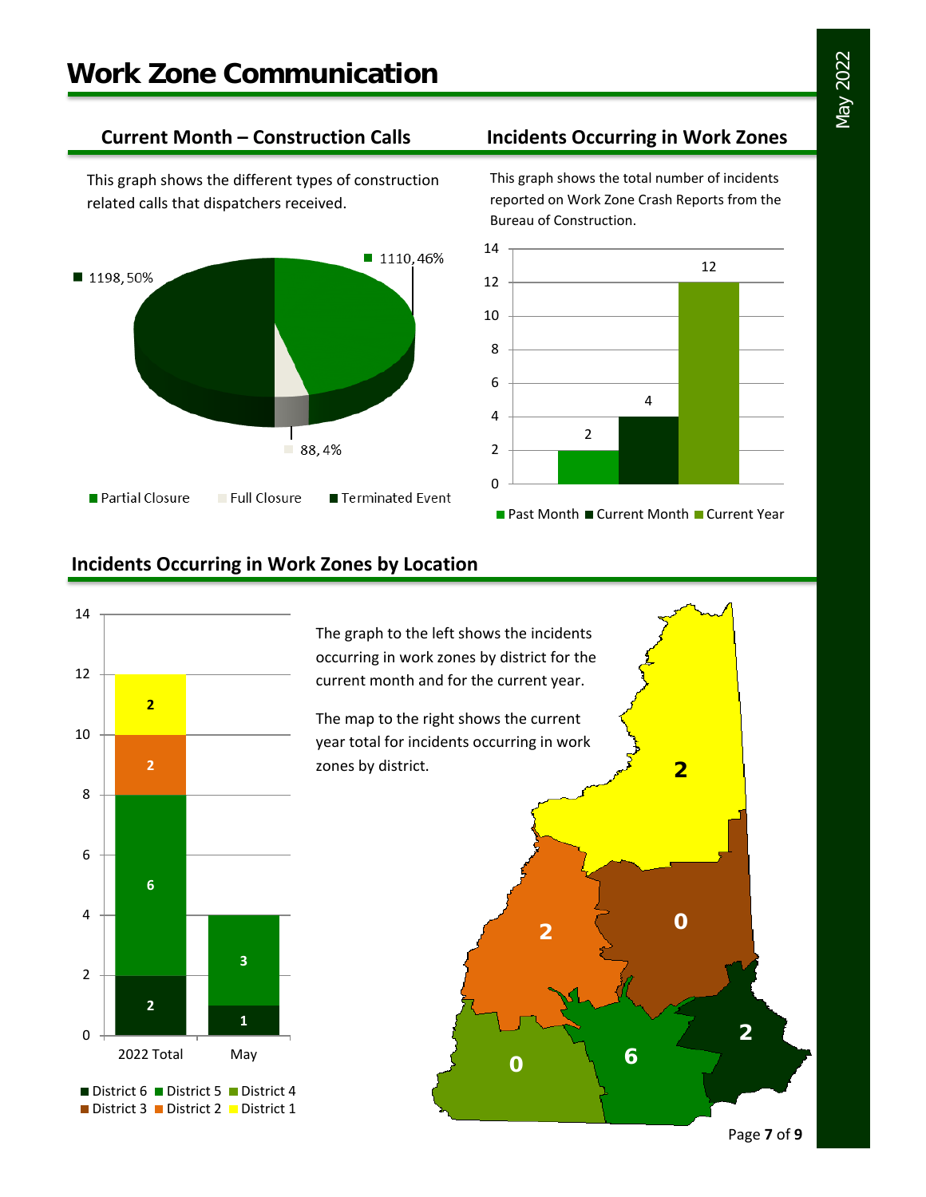# Work Zone Communication

## Current Month – Construction Calls

This graph shows the different types of construction related calls that dispatchers received.

| Call Type | Count | Percent |
|---|---|---|
| Partial Closure | 1110 | 46% |
| Full Closure | 88 | 4% |
| Terminated Event | 1198 | 50% |

## Incidents Occurring in Work Zones

This graph shows the total number of incidents reported on Work Zone Crash Reports from the Bureau of Construction.

| Period | Incidents |
|---|---|
| Past Month | 2 |
| Current Month | 4 |
| Current Year | 12 |

## Incidents Occurring in Work Zones by Location

The graph to the left shows the incidents occurring in work zones by district for the current month and for the current year.

The map to the right shows the current year total for incidents occurring in work zones by district.

| District | 2022 Total | May |
|---|---|---|
| District 6 | 2 | 1 |
| District 5 | 6 | 3 |
| District 4 | 0 | |
| District 3 | 0 | |
| District 2 | 2 | |
| District 1 | 2 | |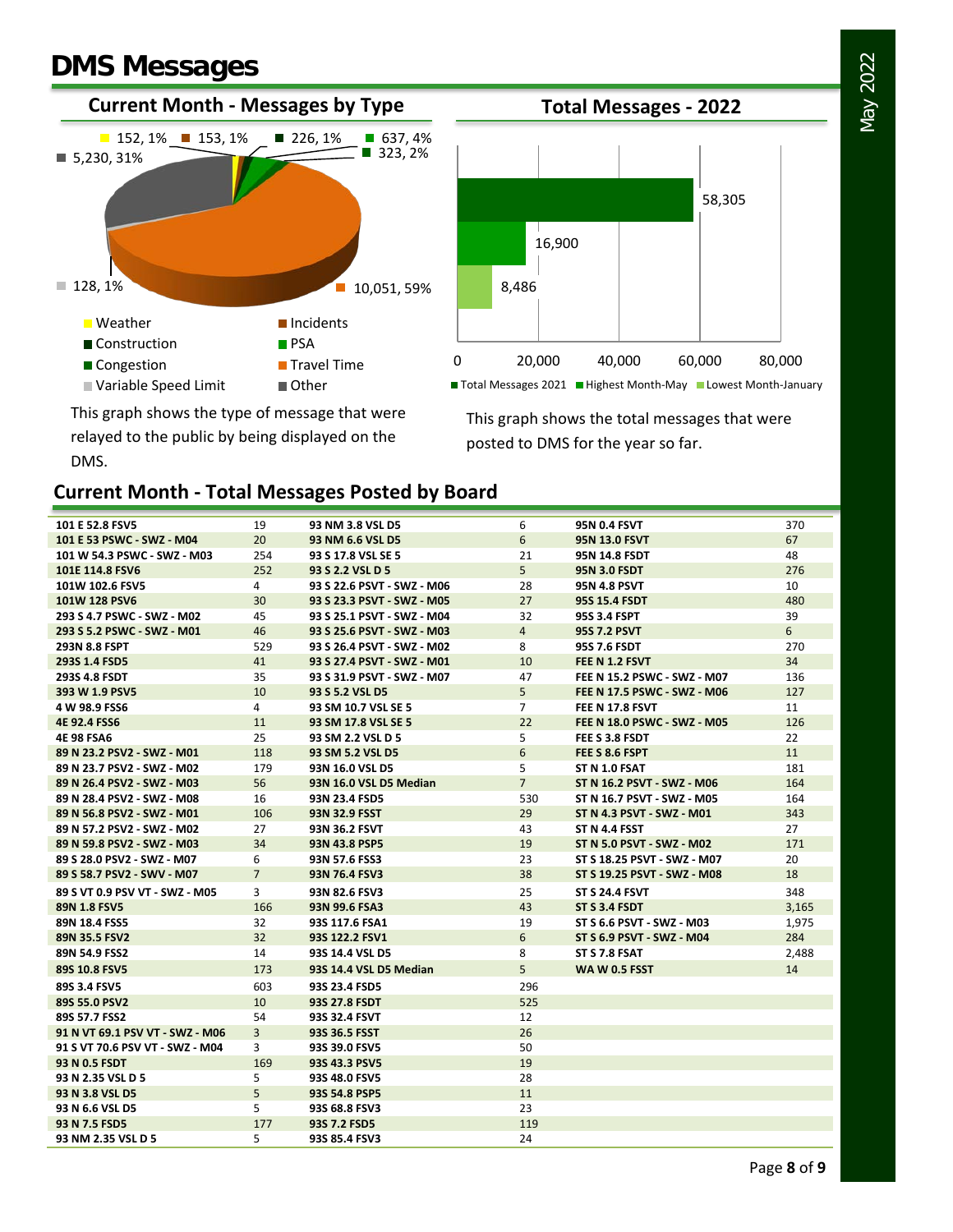# DMS Messages

## Current Month - Messages by Type

152, 1% | 153, 1% | 226, 1% | 637, 4% | 323, 2% | 5,230, 31% | 128, 1% | 10,051, 59%

Weather | Incidents | Construction | PSA | Congestion | Travel Time | Variable Speed Limit | Other

This graph shows the type of message that were relayed to the public by being displayed on the DMS.

## Total Messages - 2022

58,305 | 16,900 | 8,486

0 | 20,000 | 40,000 | 60,000 | 80,000

Total Messages 2021 | Highest Month-May | Lowest Month-January

This graph shows the total messages that were posted to DMS for the year so far.

## Current Month - Total Messages Posted by Board

| Board | Messages | Board | Messages | Board | Messages |
|---|---|---|---|---|---|
| 101 E 52.8 FSV5 | 19 | 93 NM 3.8 VSL D5 | 6 | 95N 0.4 FSVT | 370 |
| 101 E 53 PSWC - SWZ - M04 | 20 | 93 NM 6.6 VSL D5 | 6 | 95N 13.0 FSVT | 67 |
| 101 W 54.3 PSWC - SWZ - M03 | 254 | 93 S 17.8 VSL SE 5 | 21 | 95N 14.8 FSDT | 48 |
| 101E 114.8 FSV6 | 252 | 93 S 2.2 VSL D 5 | 5 | 95N 3.0 FSDT | 276 |
| 101W 102.6 FSV5 | 4 | 93 S 22.6 PSVT - SWZ - M06 | 28 | 95N 4.8 PSVT | 10 |
| 101W 128 PSV6 | 30 | 93 S 23.3 PSVT - SWZ - M05 | 27 | 95S 15.4 FSDT | 480 |
| 293 S 4.7 PSWC - SWZ - M02 | 45 | 93 S 25.1 PSVT - SWZ - M04 | 32 | 95S 3.4 FSPT | 39 |
| 293 S 5.2 PSWC - SWZ - M01 | 46 | 93 S 25.6 PSVT - SWZ - M03 | 4 | 95S 7.2 PSVT | 6 |
| 293N 8.8 FSPT | 529 | 93 S 26.4 PSVT - SWZ - M02 | 8 | 95S 7.6 FSDT | 270 |
| 293S 1.4 FSD5 | 41 | 93 S 27.4 PSVT - SWZ - M01 | 10 | FEE N 1.2 FSVT | 34 |
| 293S 4.8 FSDT | 35 | 93 S 31.9 PSVT - SWZ - M07 | 47 | FEE N 15.2 PSWC - SWZ - M07 | 136 |
| 393 W 1.9 PSV5 | 10 | 93 S 5.2 VSL D5 | 5 | FEE N 17.5 PSWC - SWZ - M06 | 127 |
| 4 W 98.9 FSS6 | 4 | 93 SM 10.7 VSL SE 5 | 7 | FEE N 17.8 FSVT | 11 |
| 4E 92.4 FSS6 | 11 | 93 SM 17.8 VSL SE 5 | 22 | FEE N 18.0 PSWC - SWZ - M05 | 126 |
| 4E 98 FSA6 | 25 | 93 SM 2.2 VSL D 5 | 5 | FEE S 3.8 FSDT | 22 |
| 89 N 23.2 PSV2 - SWZ - M01 | 118 | 93 SM 5.2 VSL D5 | 6 | FEE S 8.6 FSPT | 11 |
| 89 N 23.7 PSV2 - SWZ - M02 | 179 | 93N 16.0 VSL D5 | 5 | ST N 1.0 FSAT | 181 |
| 89 N 26.4 PSV2 - SWZ - M03 | 56 | 93N 16.0 VSL D5 Median | 7 | ST N 16.2 PSVT - SWZ - M06 | 164 |
| 89 N 28.4 PSV2 - SWZ - M08 | 16 | 93N 23.4 FSD5 | 530 | ST N 16.7 PSVT - SWZ - M05 | 164 |
| 89 N 56.8 PSV2 - SWZ - M01 | 106 | 93N 32.9 FSST | 29 | ST N 4.3 PSVT - SWZ - M01 | 343 |
| 89 N 57.2 PSV2 - SWZ - M02 | 27 | 93N 36.2 FSVT | 43 | ST N 4.4 FSST | 27 |
| 89 N 59.8 PSV2 - SWZ - M03 | 34 | 93N 43.8 PSP5 | 19 | ST N 5.0 PSVT - SWZ - M02 | 171 |
| 89 S 28.0 PSV2 - SWZ - M07 | 6 | 93N 57.6 FSS3 | 23 | ST S 18.25 PSVT - SWZ - M07 | 20 |
| 89 S 58.7 PSV2 - SWV - M07 | 7 | 93N 76.4 FSV3 | 38 | ST S 19.25 PSVT - SWZ - M08 | 18 |
| 89 S VT 0.9 PSV VT - SWZ - M05 | 3 | 93N 82.6 FSV3 | 25 | ST S 24.4 FSVT | 348 |
| 89N 1.8 FSV5 | 166 | 93N 99.6 FSA3 | 43 | ST S 3.4 FSDT | 3,165 |
| 89N 18.4 FSS5 | 32 | 93S 117.6 FSA1 | 19 | ST S 6.6 PSVT - SWZ - M03 | 1,975 |
| 89N 35.5 FSV2 | 32 | 93S 122.2 FSV1 | 6 | ST S 6.9 PSVT - SWZ - M04 | 284 |
| 89N 54.9 FSS2 | 14 | 93S 14.4 VSL D5 | 8 | ST S 7.8 FSAT | 2,488 |
| 89S 10.8 FSV5 | 173 | 93S 14.4 VSL D5 Median | 5 | WA W 0.5 FSST | 14 |
| 89S 3.4 FSV5 | 603 | 93S 23.4 FSD5 | 296 | | |
| 89S 55.0 PSV2 | 10 | 93S 27.8 FSDT | 525 | | |
| 89S 57.7 FSS2 | 54 | 93S 32.4 FSVT | 12 | | |
| 91 N VT 69.1 PSV VT - SWZ - M06 | 3 | 93S 36.5 FSST | 26 | | |
| 91 S VT 70.6 PSV VT - SWZ - M04 | 3 | 93S 39.0 FSV5 | 50 | | |
| 93 N 0.5 FSDT | 169 | 93S 43.3 PSV5 | 19 | | |
| 93 N 2.35 VSL D 5 | 5 | 93S 48.0 FSV5 | 28 | | |
| 93 N 3.8 VSL D5 | 5 | 93S 54.8 PSP5 | 11 | | |
| 93 N 6.6 VSL D5 | 5 | 93S 68.8 FSV3 | 23 | | |
| 93 N 7.5 FSD5 | 177 | 93S 7.2 FSD5 | 119 | | |
| 93 NM 2.35 VSL D 5 | 5 | 93S 85.4 FSV3 | 24 | | |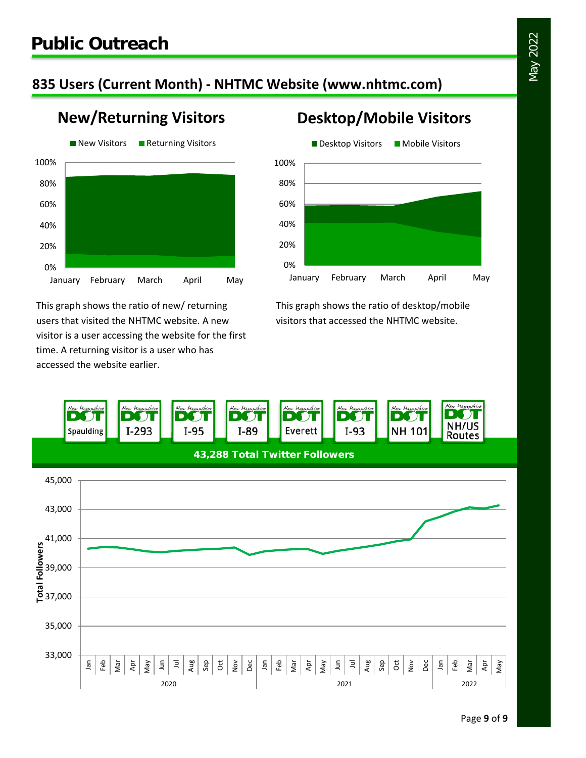# Public Outreach

## 835 Users (Current Month) - NHTMC Website (www.nhtmc.com)

### New/Returning Visitors

New Visitors
Returning Visitors

100%
80%
60%
40%
20%
0%

January February March April May

This graph shows the ratio of new/ returning users that visited the NHTMC website. A new visitor is a user accessing the website for the first time. A returning visitor is a user who has accessed the website earlier.

### Desktop/Mobile Visitors

Desktop Visitors
Mobile Visitors

100%
80%
60%
40%
20%
0%

January February March April May

This graph shows the ratio of desktop/mobile visitors that accessed the NHTMC website.

New Hampshire DOT Spaulding | New Hampshire DOT I-293 | New Hampshire DOT I-95 | New Hampshire DOT I-89 | New Hampshire DOT Everett | New Hampshire DOT I-93 | New Hampshire DOT NH 101 | New Hampshire DOT NH/US Routes

**43,288 Total Twitter Followers**

Total Followers

45,000
43,000
41,000
39,000
37,000
35,000
33,000

Jan Feb Mar Apr May Jun Jul Aug Sep Oct Nov Dec
2020

Jan Feb Mar Apr May Jun Jul Aug Sep Oct Nov Dec
2021

Jan Feb Mar Apr May
2022